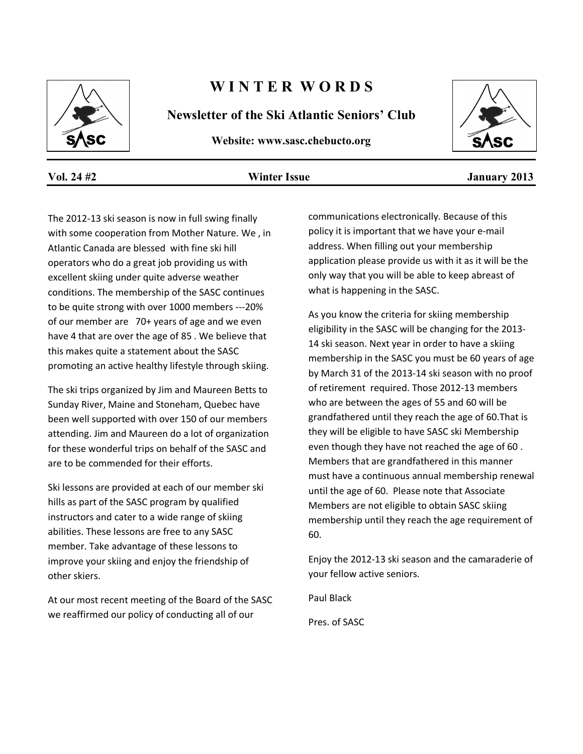# WINTER WORDS

**Newsletter of the Ski Atlantic Seniors' Club**

**Website: www.sasc.chebucto.org**

**Vol. 24 #2** **Winter Issue** **January 2013**

The 2012-13 ski season is now in full swing finally with some cooperation from Mother Nature. We , in Atlantic Canada are blessed with fine ski hill operators who do a great job providing us with excellent skiing under quite adverse weather conditions. The membership of the SASC continues to be quite strong with over 1000 members ---20% of our member are 70+ years of age and we even have 4 that are over the age of 85 . We believe that this makes quite a statement about the SASC promoting an active healthy lifestyle through skiing.

The ski trips organized by Jim and Maureen Betts to Sunday River, Maine and Stoneham, Quebec have been well supported with over 150 of our members attending. Jim and Maureen do a lot of organization for these wonderful trips on behalf of the SASC and are to be commended for their efforts.

Ski lessons are provided at each of our member ski hills as part of the SASC program by qualified instructors and cater to a wide range of skiing abilities. These lessons are free to any SASC member. Take advantage of these lessons to improve your skiing and enjoy the friendship of other skiers.

At our most recent meeting of the Board of the SASC we reaffirmed our policy of conducting all of our communications electronically. Because of this policy it is important that we have your e-mail address. When filling out your membership application please provide us with it as it will be the only way that you will be able to keep abreast of what is happening in the SASC.

As you know the criteria for skiing membership eligibility in the SASC will be changing for the 2013-14 ski season. Next year in order to have a skiing membership in the SASC you must be 60 years of age by March 31 of the 2013-14 ski season with no proof of retirement required. Those 2012-13 members who are between the ages of 55 and 60 will be grandfathered until they reach the age of 60.That is they will be eligible to have SASC ski Membership even though they have not reached the age of 60 . Members that are grandfathered in this manner must have a continuous annual membership renewal until the age of 60. Please note that Associate Members are not eligible to obtain SASC skiing membership until they reach the age requirement of 60.

Enjoy the 2012-13 ski season and the camaraderie of your fellow active seniors.

Paul Black

Pres. of SASC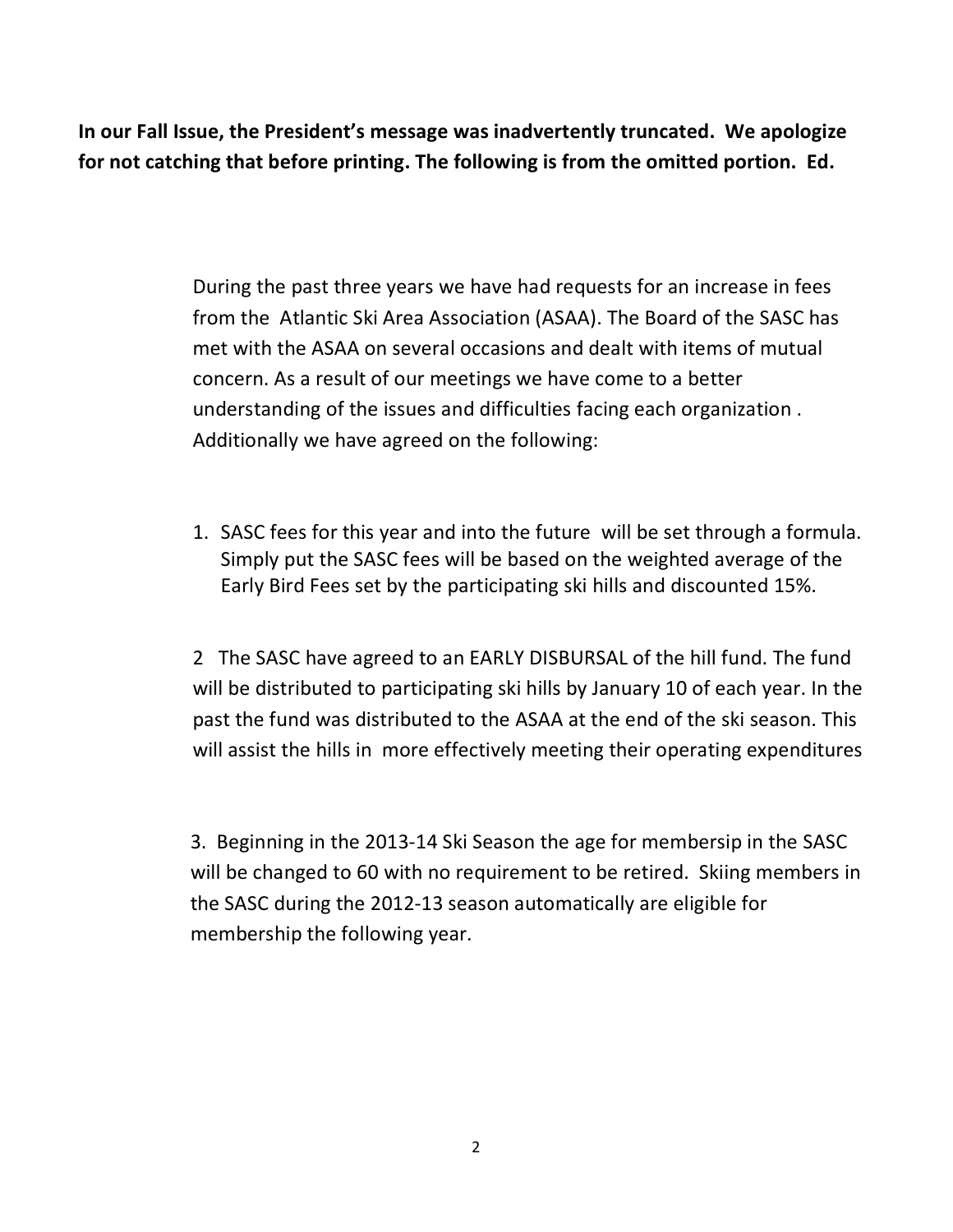**In our Fall Issue, the President's message was inadvertently truncated. We apologize for not catching that before printing. The following is from the omitted portion. Ed.**

During the past three years we have had requests for an increase in fees from the Atlantic Ski Area Association (ASAA). The Board of the SASC has met with the ASAA on several occasions and dealt with items of mutual concern. As a result of our meetings we have come to a better understanding of the issues and difficulties facing each organization . Additionally we have agreed on the following:

1. SASC fees for this year and into the future will be set through a formula. Simply put the SASC fees will be based on the weighted average of the Early Bird Fees set by the participating ski hills and discounted 15%.

2 The SASC have agreed to an EARLY DISBURSAL of the hill fund. The fund will be distributed to participating ski hills by January 10 of each year. In the past the fund was distributed to the ASAA at the end of the ski season. This will assist the hills in more effectively meeting their operating expenditures

3. Beginning in the 2013-14 Ski Season the age for membersip in the SASC will be changed to 60 with no requirement to be retired. Skiing members in the SASC during the 2012-13 season automatically are eligible for membership the following year.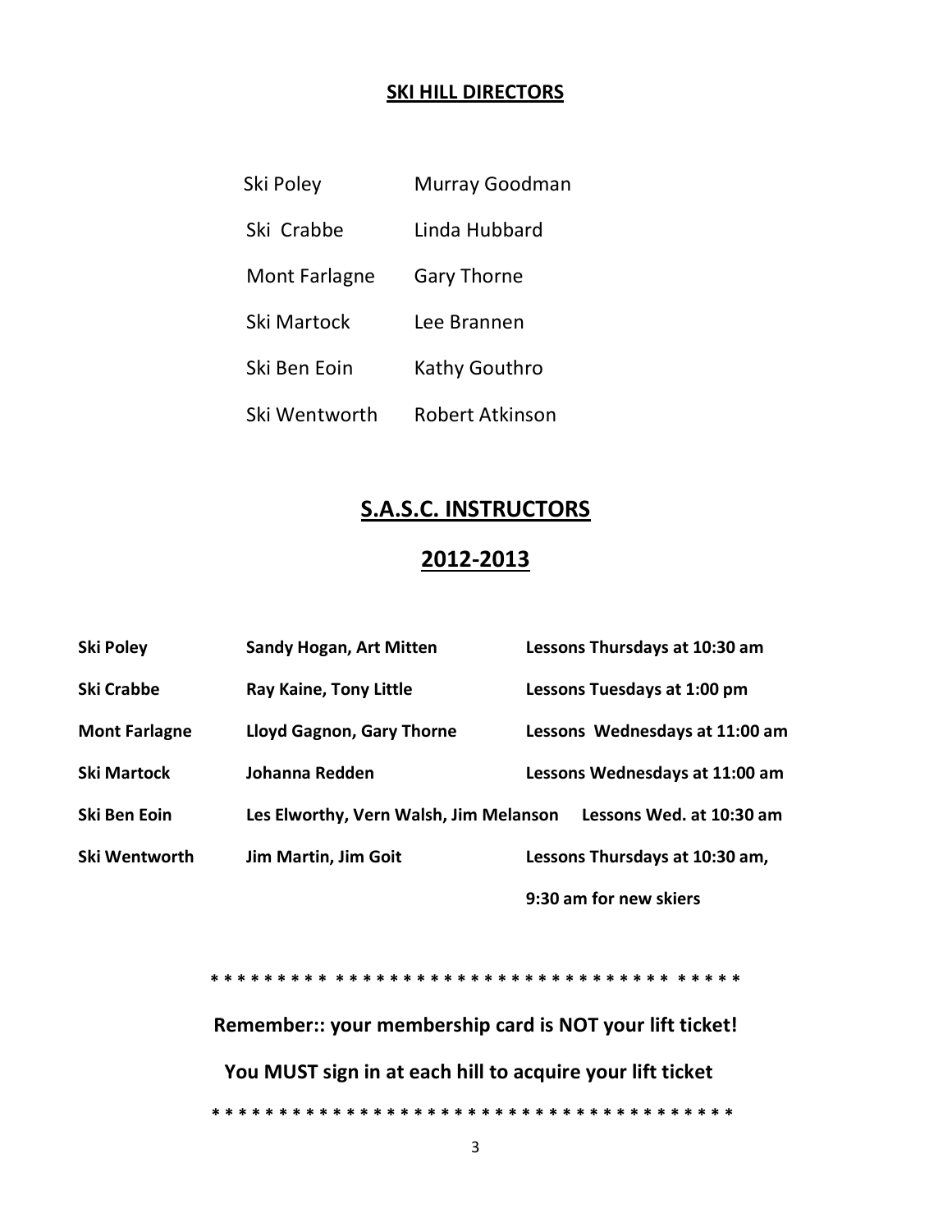## SKI HILL DIRECTORS

| | |
|---|---|
| Ski Poley | Murray Goodman |
| Ski Crabbe | Linda Hubbard |
| Mont Farlagne | Gary Thorne |
| Ski Martock | Lee Brannen |
| Ski Ben Eoin | Kathy Gouthro |
| Ski Wentworth | Robert Atkinson |

## S.A.S.C. INSTRUCTORS

## 2012-2013

| | | |
|---|---|---|
| **Ski Poley** | **Sandy Hogan, Art Mitten** | **Lessons Thursdays at 10:30 am** |
| **Ski Crabbe** | **Ray Kaine, Tony Little** | **Lessons Tuesdays at 1:00 pm** |
| **Mont Farlagne** | **Lloyd Gagnon, Gary Thorne** | **Lessons Wednesdays at 11:00 am** |
| **Ski Martock** | **Johanna Redden** | **Lessons Wednesdays at 11:00 am** |
| **Ski Ben Eoin** | **Les Elworthy, Vern Walsh, Jim Melanson** | **Lessons Wed. at 10:30 am** |
| **Ski Wentworth** | **Jim Martin, Jim Goit** | **Lessons Thursdays at 10:30 am, 9:30 am for new skiers** |

**\* \* \* \* \* \* \* \* \* \* \* \* \* \* \* \* \* \* \* \* \* \* \* \* \* \* \* \* \* \* \* \* \* \* \* \* \* \* \***

**Remember:: your membership card is NOT your lift ticket!**

**You MUST sign in at each hill to acquire your lift ticket**

**\* \* \* \* \* \* \* \* \* \* \* \* \* \* \* \* \* \* \* \* \* \* \* \* \* \* \* \* \* \* \* \* \* \* \* \* \* \* \***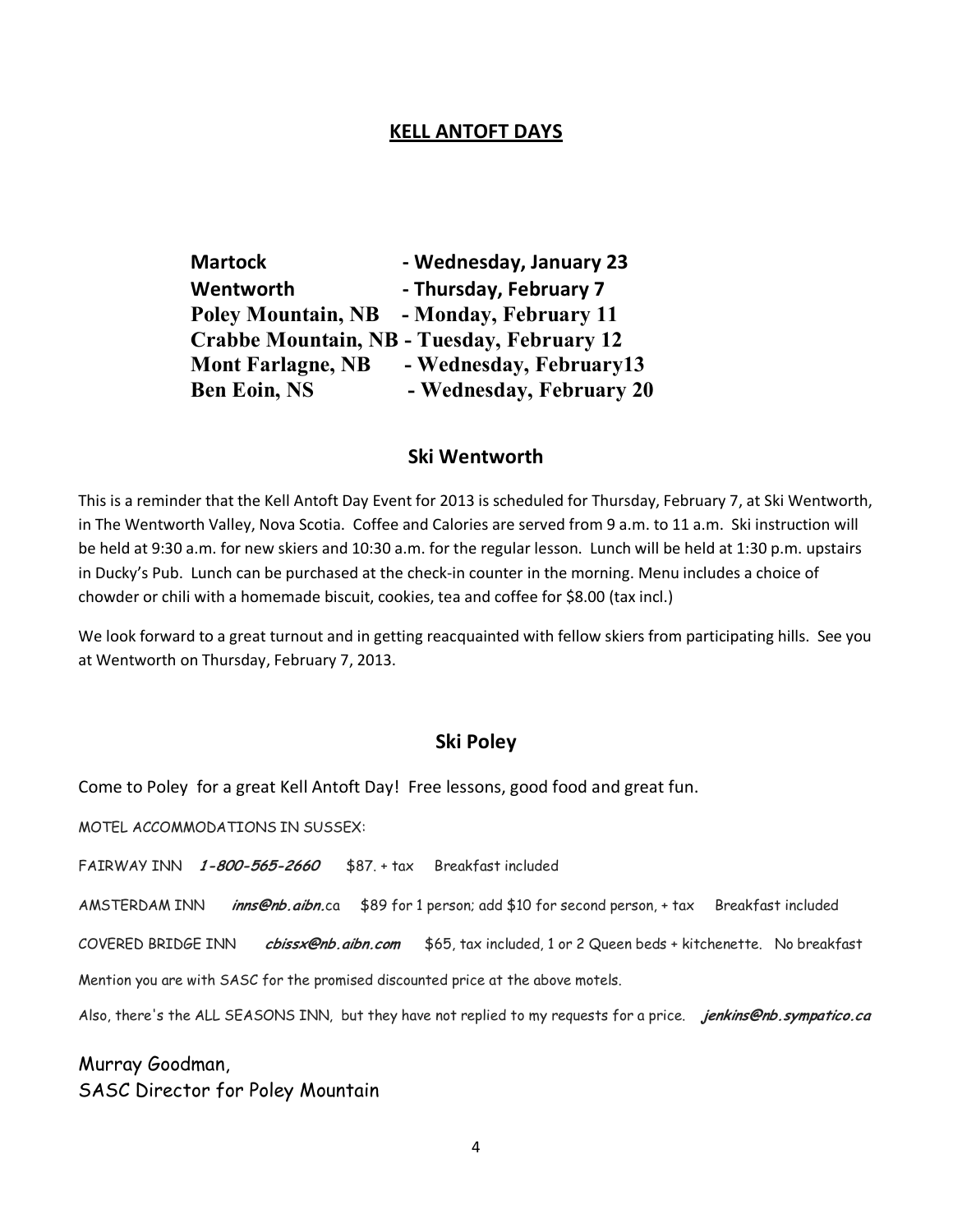## KELL ANTOFT DAYS

| | |
|---|---|
| **Martock** | **- Wednesday, January 23** |
| **Wentworth** | **- Thursday, February 7** |
| **Poley Mountain, NB** | **- Monday, February 11** |
| **Crabbe Mountain, NB** | **- Tuesday, February 12** |
| **Mont Farlagne, NB** | **- Wednesday, February13** |
| **Ben Eoin, NS** | **- Wednesday, February 20** |

### Ski Wentworth

This is a reminder that the Kell Antoft Day Event for 2013 is scheduled for Thursday, February 7, at Ski Wentworth, in The Wentworth Valley, Nova Scotia. Coffee and Calories are served from 9 a.m. to 11 a.m. Ski instruction will be held at 9:30 a.m. for new skiers and 10:30 a.m. for the regular lesson. Lunch will be held at 1:30 p.m. upstairs in Ducky's Pub. Lunch can be purchased at the check-in counter in the morning. Menu includes a choice of chowder or chili with a homemade biscuit, cookies, tea and coffee for $8.00 (tax incl.)

We look forward to a great turnout and in getting reacquainted with fellow skiers from participating hills. See you at Wentworth on Thursday, February 7, 2013.

### Ski Poley

Come to Poley for a great Kell Antoft Day! Free lessons, good food and great fun.

MOTEL ACCOMMODATIONS IN SUSSEX:

FAIRWAY INN ***1-800-565-2660*** $87. + tax Breakfast included

AMSTERDAM INN ***inns@nb.aibn***.ca $89 for 1 person; add $10 for second person, + tax Breakfast included

COVERED BRIDGE INN ***cbissx@nb.aibn.com*** $65, tax included, 1 or 2 Queen beds + kitchenette. No breakfast

Mention you are with SASC for the promised discounted price at the above motels.

Also, there's the ALL SEASONS INN, but they have not replied to my requests for a price. ***jenkins@nb.sympatico.ca***

Murray Goodman,
SASC Director for Poley Mountain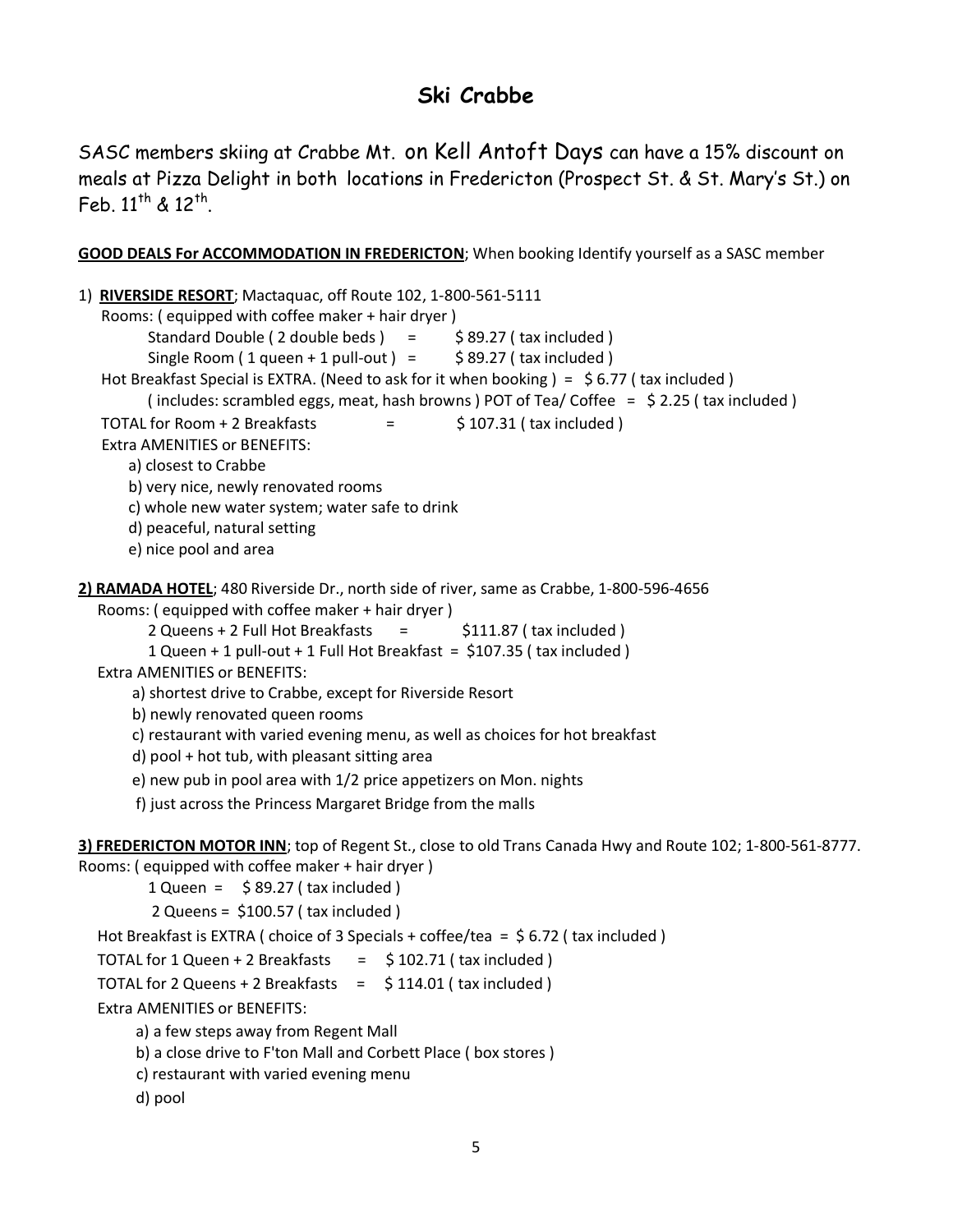# Ski Crabbe

SASC members skiing at Crabbe Mt. on Kell Antoft Days can have a 15% discount on meals at Pizza Delight in both locations in Fredericton (Prospect St. & St. Mary's St.) on Feb. 11th & 12th.

**GOOD DEALS For ACCOMMODATION IN FREDERICTON**; When booking Identify yourself as a SASC member

1) **RIVERSIDE RESORT**; Mactaquac, off Route 102, 1-800-561-5111

Rooms: ( equipped with coffee maker + hair dryer )

Standard Double ( 2 double beds ) = $ 89.27 ( tax included )

Single Room ( 1 queen + 1 pull-out ) = $ 89.27 ( tax included )

Hot Breakfast Special is EXTRA. (Need to ask for it when booking ) = $ 6.77 ( tax included )

( includes: scrambled eggs, meat, hash browns ) POT of Tea/ Coffee = $ 2.25 ( tax included )

TOTAL for Room + 2 Breakfasts = $ 107.31 ( tax included )

Extra AMENITIES or BENEFITS:

a) closest to Crabbe
b) very nice, newly renovated rooms
c) whole new water system; water safe to drink
d) peaceful, natural setting
e) nice pool and area

**2) RAMADA HOTEL**; 480 Riverside Dr., north side of river, same as Crabbe, 1-800-596-4656

Rooms: ( equipped with coffee maker + hair dryer )

2 Queens + 2 Full Hot Breakfasts = $111.87 ( tax included )

1 Queen + 1 pull-out + 1 Full Hot Breakfast = $107.35 ( tax included )

Extra AMENITIES or BENEFITS:

a) shortest drive to Crabbe, except for Riverside Resort
b) newly renovated queen rooms
c) restaurant with varied evening menu, as well as choices for hot breakfast
d) pool + hot tub, with pleasant sitting area
e) new pub in pool area with 1/2 price appetizers on Mon. nights
f) just across the Princess Margaret Bridge from the malls

**3) FREDERICTON MOTOR INN**; top of Regent St., close to old Trans Canada Hwy and Route 102; 1-800-561-8777.

Rooms: ( equipped with coffee maker + hair dryer )

1 Queen = $ 89.27 ( tax included )

2 Queens = $100.57 ( tax included )

Hot Breakfast is EXTRA ( choice of 3 Specials + coffee/tea = $ 6.72 ( tax included )

TOTAL for 1 Queen + 2 Breakfasts = $ 102.71 ( tax included )

TOTAL for 2 Queens + 2 Breakfasts = $ 114.01 ( tax included )

Extra AMENITIES or BENEFITS:

a) a few steps away from Regent Mall
b) a close drive to F'ton Mall and Corbett Place ( box stores )
c) restaurant with varied evening menu
d) pool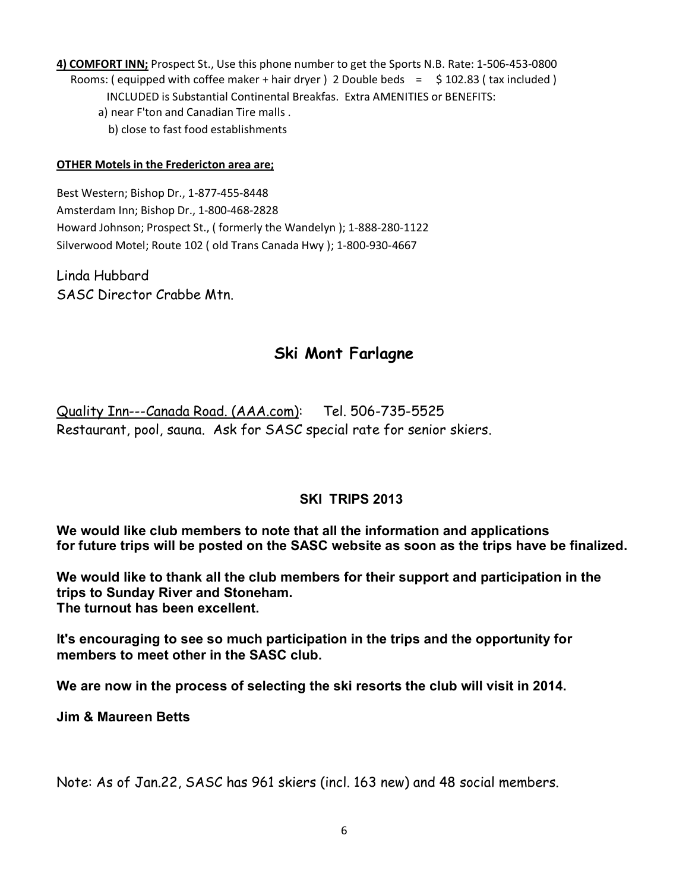**4) COMFORT INN;** Prospect St., Use this phone number to get the Sports N.B. Rate: 1-506-453-0800

Rooms: ( equipped with coffee maker + hair dryer ) 2 Double beds = $ 102.83 ( tax included )

INCLUDED is Substantial Continental Breakfas. Extra AMENITIES or BENEFITS:

a) near F'ton and Canadian Tire malls .

b) close to fast food establishments

**OTHER Motels in the Fredericton area are;**

Best Western; Bishop Dr., 1-877-455-8448
Amsterdam Inn; Bishop Dr., 1-800-468-2828
Howard Johnson; Prospect St., ( formerly the Wandelyn ); 1-888-280-1122
Silverwood Motel; Route 102 ( old Trans Canada Hwy ); 1-800-930-4667

Linda Hubbard
SASC Director Crabbe Mtn.

## Ski Mont Farlagne

Quality Inn---Canada Road. (AAA.com): Tel. 506-735-5525
Restaurant, pool, sauna. Ask for SASC special rate for senior skiers.

### SKI TRIPS 2013

**We would like club members to note that all the information and applications for future trips will be posted on the SASC website as soon as the trips have be finalized.**

**We would like to thank all the club members for their support and participation in the trips to Sunday River and Stoneham.
The turnout has been excellent.**

**It's encouraging to see so much participation in the trips and the opportunity for members to meet other in the SASC club.**

**We are now in the process of selecting the ski resorts the club will visit in 2014.**

**Jim & Maureen Betts**

Note: As of Jan.22, SASC has 961 skiers (incl. 163 new) and 48 social members.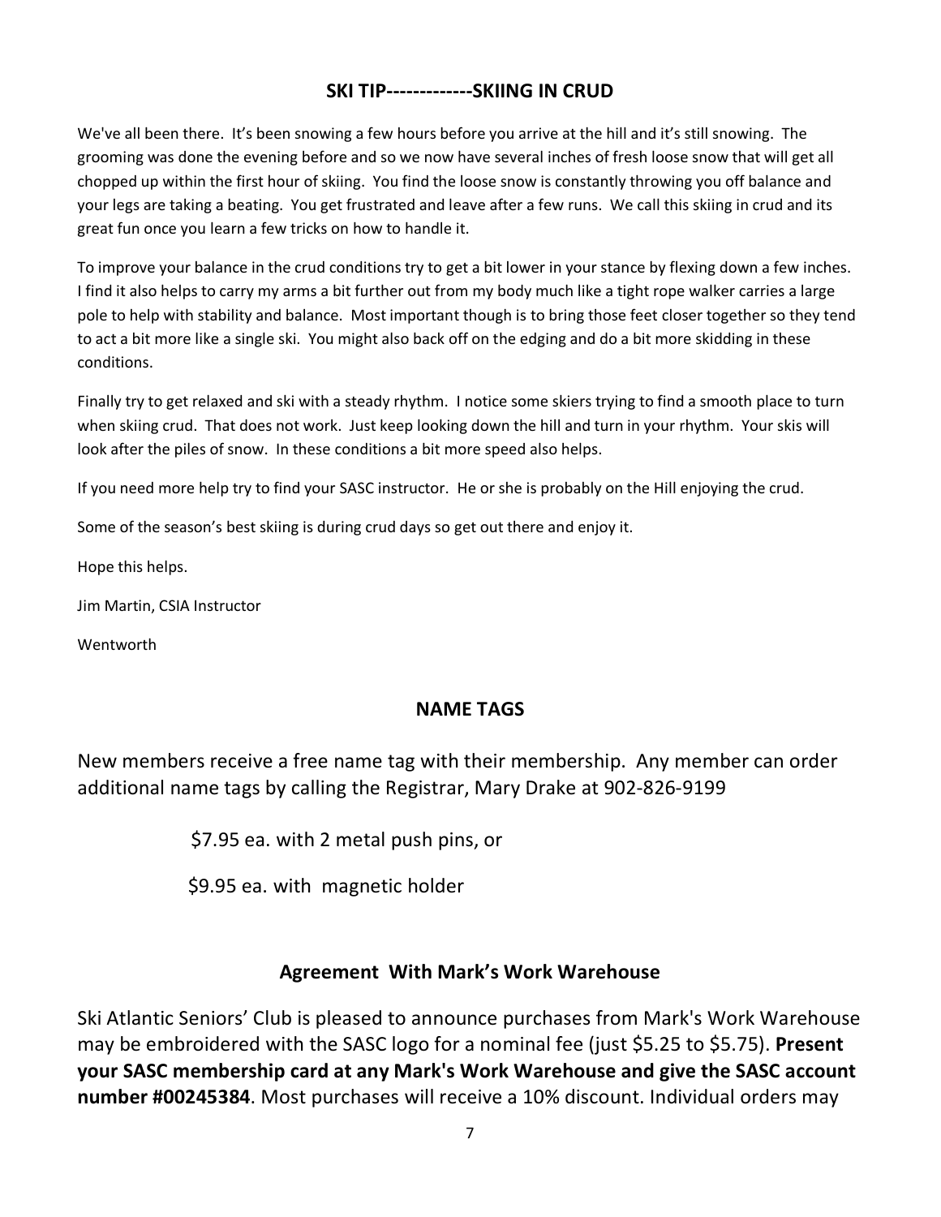## SKI TIP-------------SKIING IN CRUD

We've all been there. It's been snowing a few hours before you arrive at the hill and it's still snowing. The grooming was done the evening before and so we now have several inches of fresh loose snow that will get all chopped up within the first hour of skiing. You find the loose snow is constantly throwing you off balance and your legs are taking a beating. You get frustrated and leave after a few runs. We call this skiing in crud and its great fun once you learn a few tricks on how to handle it.

To improve your balance in the crud conditions try to get a bit lower in your stance by flexing down a few inches. I find it also helps to carry my arms a bit further out from my body much like a tight rope walker carries a large pole to help with stability and balance. Most important though is to bring those feet closer together so they tend to act a bit more like a single ski. You might also back off on the edging and do a bit more skidding in these conditions.

Finally try to get relaxed and ski with a steady rhythm. I notice some skiers trying to find a smooth place to turn when skiing crud. That does not work. Just keep looking down the hill and turn in your rhythm. Your skis will look after the piles of snow. In these conditions a bit more speed also helps.

If you need more help try to find your SASC instructor. He or she is probably on the Hill enjoying the crud.

Some of the season's best skiing is during crud days so get out there and enjoy it.

Hope this helps.

Jim Martin, CSIA Instructor

Wentworth

## NAME TAGS

New members receive a free name tag with their membership. Any member can order additional name tags by calling the Registrar, Mary Drake at 902-826-9199

$7.95 ea. with 2 metal push pins, or

$9.95 ea. with magnetic holder

## Agreement With Mark's Work Warehouse

Ski Atlantic Seniors' Club is pleased to announce purchases from Mark's Work Warehouse may be embroidered with the SASC logo for a nominal fee (just $5.25 to $5.75). **Present your SASC membership card at any Mark's Work Warehouse and give the SASC account number #00245384**. Most purchases will receive a 10% discount. Individual orders may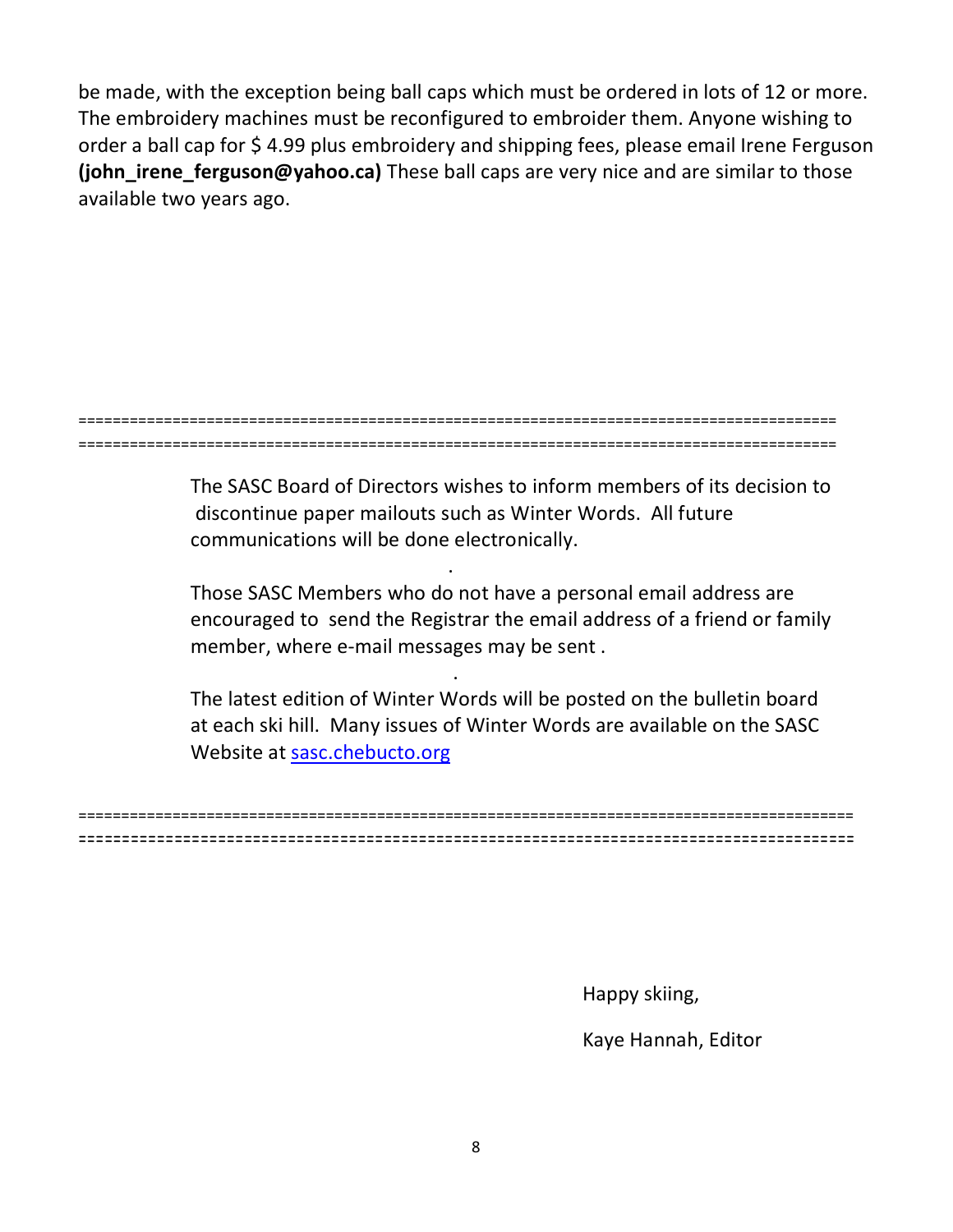be made, with the exception being ball caps which must be ordered in lots of 12 or more. The embroidery machines must be reconfigured to embroider them. Anyone wishing to order a ball cap for $ 4.99 plus embroidery and shipping fees, please email Irene Ferguson **(john_irene_ferguson@yahoo.ca)** These ball caps are very nice and are similar to those available two years ago.

==========================================================================================
==========================================================================================

The SASC Board of Directors wishes to inform members of its decision to discontinue paper mailouts such as Winter Words. All future communications will be done electronically.

.

Those SASC Members who do not have a personal email address are encouraged to send the Registrar the email address of a friend or family member, where e-mail messages may be sent .

.

The latest edition of Winter Words will be posted on the bulletin board at each ski hill. Many issues of Winter Words are available on the SASC Website at sasc.chebucto.org

==========================================================================================
==========================================================================================

Happy skiing,

Kaye Hannah, Editor